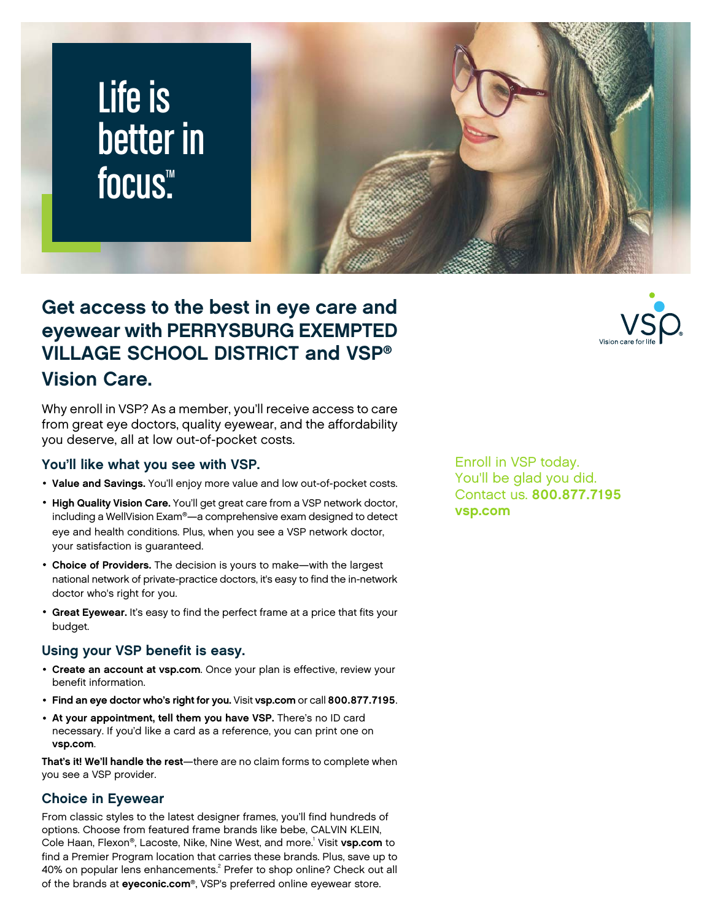# Life is better in focus.™

## Get access to the best in eye care and eyewear with PERRYSBURG EXEMPTED VILLAGE SCHOOL DISTRICT and VSP® Vision Care.

Why enroll in VSP? As a member, you'll receive access to care from great eye doctors, quality eyewear, and the affordability you deserve, all at low out-of-pocket costs.

### You'll like what you see with VSP.

- **Value and Savings.** You'll enjoy more value and low out-of-pocket costs.
- **High Quality Vision Care.** You'll get great care from a VSP network doctor, including a WellVision Exam®—a comprehensive exam designed to detect eye and health conditions. Plus, when you see a VSP network doctor, your satisfaction is guaranteed.
- **Choice of Providers.** The decision is yours to make—with the largest national network of private-practice doctors, it's easy to find the in-network doctor who's right for you.
- **Great Eyewear.** It's easy to find the perfect frame at a price that fits your budget.

### Using your VSP benefit is easy.

- **Create an account at vsp.com**. Once your plan is effective, review your benefit information.
- **Find an eye doctor who's right for you.** Visit **vsp.com** or call **800.877.7195**.
- **At your appointment, tell them you have VSP.** There's no ID card necessary. If you'd like a card as a reference, you can print one on **vsp.com**.

**That's it! We'll handle the rest**—there are no claim forms to complete when you see a VSP provider.

### Choice in Eyewear

From classic styles to the latest designer frames, you'll find hundreds of options. Choose from featured frame brands like bebe, CALVIN KLEIN, Cole Haan, Flexon®, Lacoste, Nike, Nine West, and more.[1] Visit **vsp.com** to find a Premier Program location that carries these brands. Plus, save up to 40% on popular lens enhancements.[2] Prefer to shop online? Check out all of the brands at **eyeconic.com**®, VSP's preferred online eyewear store.

VSP Vision care for life

Enroll in VSP today.
You'll be glad you did.
Contact us. **800.877.7195**
**vsp.com**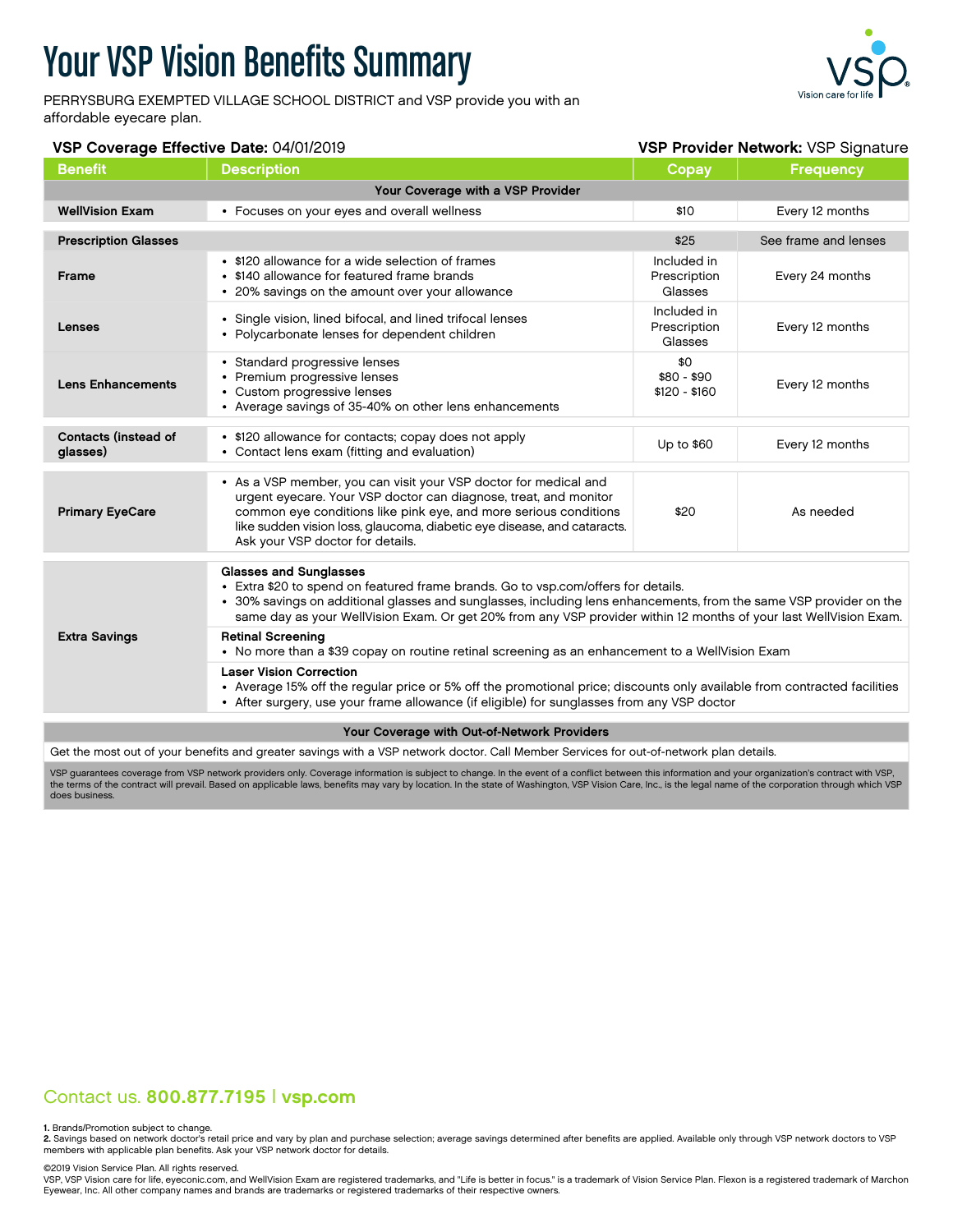# Your VSP Vision Benefits Summary

PERRYSBURG EXEMPTED VILLAGE SCHOOL DISTRICT and VSP provide you with an affordable eyecare plan.

**VSP Coverage Effective Date:** 04/01/2019

**VSP Provider Network:** VSP Signature

| Benefit | Description | Copay | Frequency |
|---|---|---|---|
| | **Your Coverage with a VSP Provider** | | |
| **WellVision Exam** | • Focuses on your eyes and overall wellness | $10 | Every 12 months |
| **Prescription Glasses** | | $25 | See frame and lenses |
| **Frame** | • $120 allowance for a wide selection of frames<br>• $140 allowance for featured frame brands<br>• 20% savings on the amount over your allowance | Included in Prescription Glasses | Every 24 months |
| **Lenses** | • Single vision, lined bifocal, and lined trifocal lenses<br>• Polycarbonate lenses for dependent children | Included in Prescription Glasses | Every 12 months |
| **Lens Enhancements** | • Standard progressive lenses<br>• Premium progressive lenses<br>• Custom progressive lenses<br>• Average savings of 35-40% on other lens enhancements | $0<br>$80 - $90<br>$120 - $160 | Every 12 months |
| **Contacts (instead of glasses)** | • $120 allowance for contacts; copay does not apply<br>• Contact lens exam (fitting and evaluation) | Up to $60 | Every 12 months |
| **Primary EyeCare** | • As a VSP member, you can visit your VSP doctor for medical and urgent eyecare. Your VSP doctor can diagnose, treat, and monitor common eye conditions like pink eye, and more serious conditions like sudden vision loss, glaucoma, diabetic eye disease, and cataracts. Ask your VSP doctor for details. | $20 | As needed |
| **Extra Savings** | **Glasses and Sunglasses**<br>• Extra $20 to spend on featured frame brands. Go to vsp.com/offers for details.<br>• 30% savings on additional glasses and sunglasses, including lens enhancements, from the same VSP provider on the same day as your WellVision Exam. Or get 20% from any VSP provider within 12 months of your last WellVision Exam.<br>**Retinal Screening**<br>• No more than a $39 copay on routine retinal screening as an enhancement to a WellVision Exam<br>**Laser Vision Correction**<br>• Average 15% off the regular price or 5% off the promotional price; discounts only available from contracted facilities<br>• After surgery, use your frame allowance (if eligible) for sunglasses from any VSP doctor | | |

**Your Coverage with Out-of-Network Providers**

Get the most out of your benefits and greater savings with a VSP network doctor. Call Member Services for out-of-network plan details.

VSP guarantees coverage from VSP network providers only. Coverage information is subject to change. In the event of a conflict between this information and your organization's contract with VSP, the terms of the contract will prevail. Based on applicable laws, benefits may vary by location. In the state of Washington, VSP Vision Care, Inc., is the legal name of the corporation through which VSP does business.

Contact us. **800.877.7195** | **vsp.com**

**1.** Brands/Promotion subject to change.
**2.** Savings based on network doctor's retail price and vary by plan and purchase selection; average savings determined after benefits are applied. Available only through VSP network doctors to VSP members with applicable plan benefits. Ask your VSP network doctor for details.

©2019 Vision Service Plan. All rights reserved.
VSP, VSP Vision care for life, eyeconic.com, and WellVision Exam are registered trademarks, and "Life is better in focus." is a trademark of Vision Service Plan. Flexon is a registered trademark of Marchon Eyewear, Inc. All other company names and brands are trademarks or registered trademarks of their respective owners.